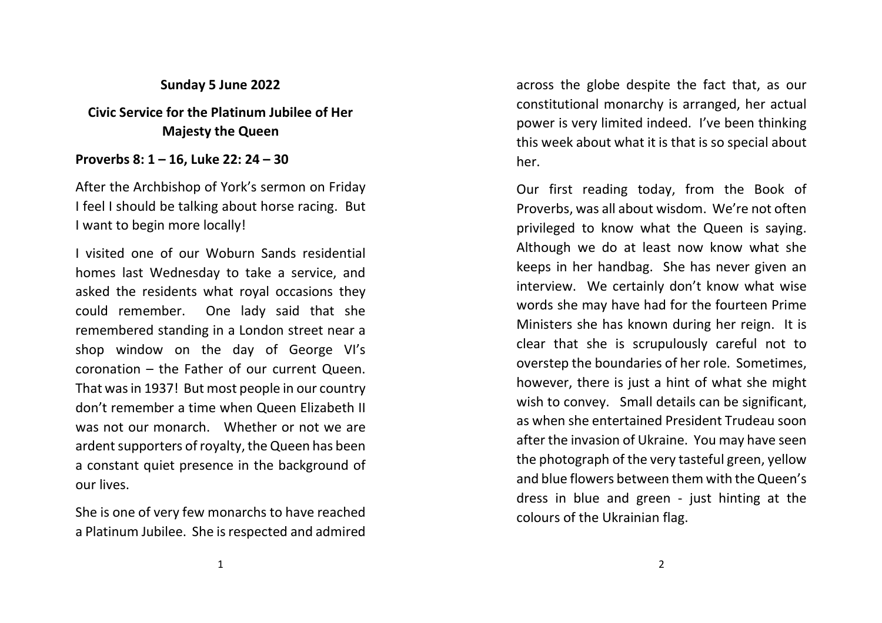**Sunday 5 June 2022**

**Civic Service for the Platinum Jubilee of Her Majesty the Queen**

**Proverbs 8: 1 – 16, Luke 22: 24 – 30**

After the Archbishop of York's sermon on Friday I feel I should be talking about horse racing. But I want to begin more locally!

I visited one of our Woburn Sands residential homes last Wednesday to take a service, and asked the residents what royal occasions they could remember. One lady said that she remembered standing in a London street near a shop window on the day of George VI's coronation – the Father of our current Queen. That was in 1937! But most people in our country don't remember a time when Queen Elizabeth II was not our monarch. Whether or not we are ardent supporters of royalty, the Queen has been a constant quiet presence in the background of our lives.

She is one of very few monarchs to have reached a Platinum Jubilee. She is respected and admired across the globe despite the fact that, as our constitutional monarchy is arranged, her actual power is very limited indeed. I've been thinking this week about what it is that is so special about her.

Our first reading today, from the Book of Proverbs, was all about wisdom. We're not often privileged to know what the Queen is saying. Although we do at least now know what she keeps in her handbag. She has never given an interview. We certainly don't know what wise words she may have had for the fourteen Prime Ministers she has known during her reign. It is clear that she is scrupulously careful not to overstep the boundaries of her role. Sometimes, however, there is just a hint of what she might wish to convey. Small details can be significant, as when she entertained President Trudeau soon after the invasion of Ukraine. You may have seen the photograph of the very tasteful green, yellow and blue flowers between them with the Queen's dress in blue and green - just hinting at the colours of the Ukrainian flag.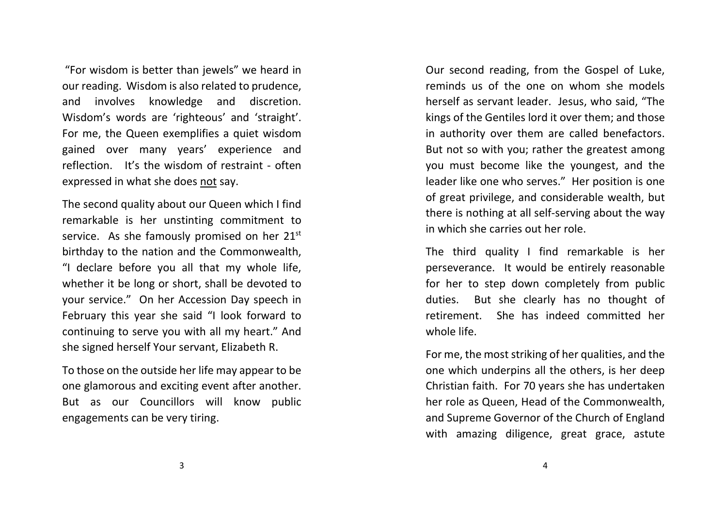"For wisdom is better than jewels" we heard in our reading. Wisdom is also related to prudence, and involves knowledge and discretion. Wisdom's words are 'righteous' and 'straight'. For me, the Queen exemplifies a quiet wisdom gained over many years' experience and reflection. It's the wisdom of restraint - often expressed in what she does <u>not</u> say.

The second quality about our Queen which I find remarkable is her unstinting commitment to service. As she famously promised on her 21st birthday to the nation and the Commonwealth, "I declare before you all that my whole life, whether it be long or short, shall be devoted to your service." On her Accession Day speech in February this year she said "I look forward to continuing to serve you with all my heart." And she signed herself Your servant, Elizabeth R.

To those on the outside her life may appear to be one glamorous and exciting event after another. But as our Councillors will know public engagements can be very tiring.

Our second reading, from the Gospel of Luke, reminds us of the one on whom she models herself as servant leader. Jesus, who said, "The kings of the Gentiles lord it over them; and those in authority over them are called benefactors. But not so with you; rather the greatest among you must become like the youngest, and the leader like one who serves." Her position is one of great privilege, and considerable wealth, but there is nothing at all self-serving about the way in which she carries out her role.

The third quality I find remarkable is her perseverance. It would be entirely reasonable for her to step down completely from public duties. But she clearly has no thought of retirement. She has indeed committed her whole life.

For me, the most striking of her qualities, and the one which underpins all the others, is her deep Christian faith. For 70 years she has undertaken her role as Queen, Head of the Commonwealth, and Supreme Governor of the Church of England with amazing diligence, great grace, astute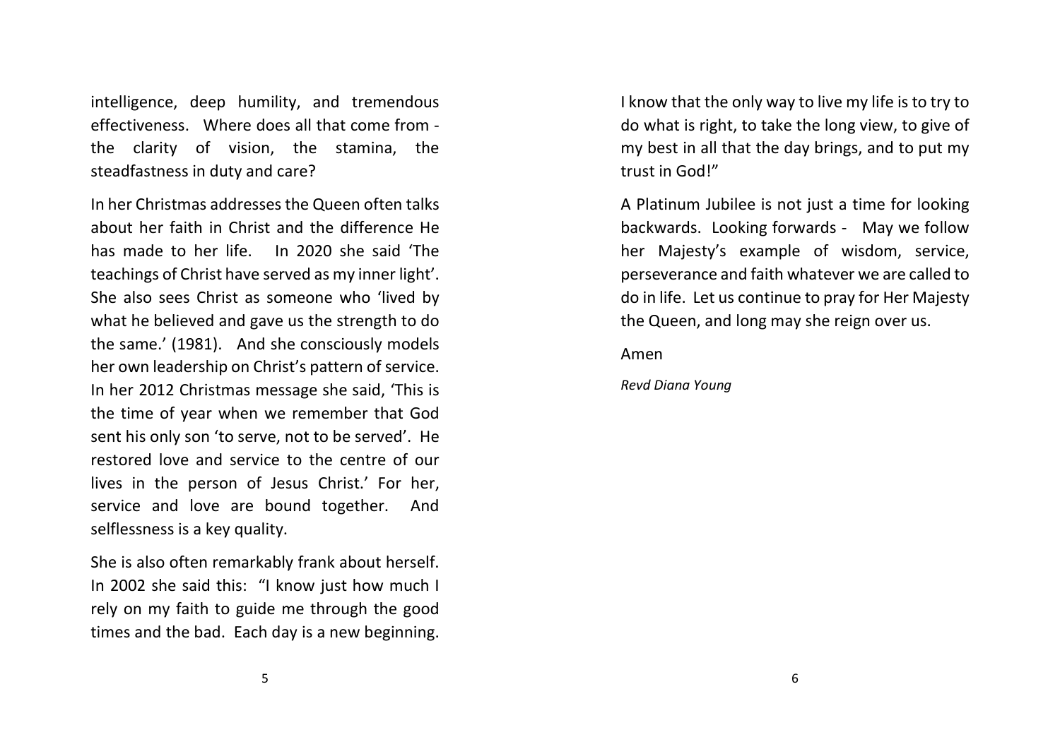intelligence, deep humility, and tremendous effectiveness. Where does all that come from - the clarity of vision, the stamina, the steadfastness in duty and care?

In her Christmas addresses the Queen often talks about her faith in Christ and the difference He has made to her life. In 2020 she said 'The teachings of Christ have served as my inner light'. She also sees Christ as someone who 'lived by what he believed and gave us the strength to do the same.' (1981). And she consciously models her own leadership on Christ's pattern of service. In her 2012 Christmas message she said, 'This is the time of year when we remember that God sent his only son 'to serve, not to be served'. He restored love and service to the centre of our lives in the person of Jesus Christ.' For her, service and love are bound together. And selflessness is a key quality.

She is also often remarkably frank about herself. In 2002 she said this: "I know just how much I rely on my faith to guide me through the good times and the bad. Each day is a new beginning. I know that the only way to live my life is to try to do what is right, to take the long view, to give of my best in all that the day brings, and to put my trust in God!"

A Platinum Jubilee is not just a time for looking backwards. Looking forwards - May we follow her Majesty's example of wisdom, service, perseverance and faith whatever we are called to do in life. Let us continue to pray for Her Majesty the Queen, and long may she reign over us.

Amen

*Revd Diana Young*